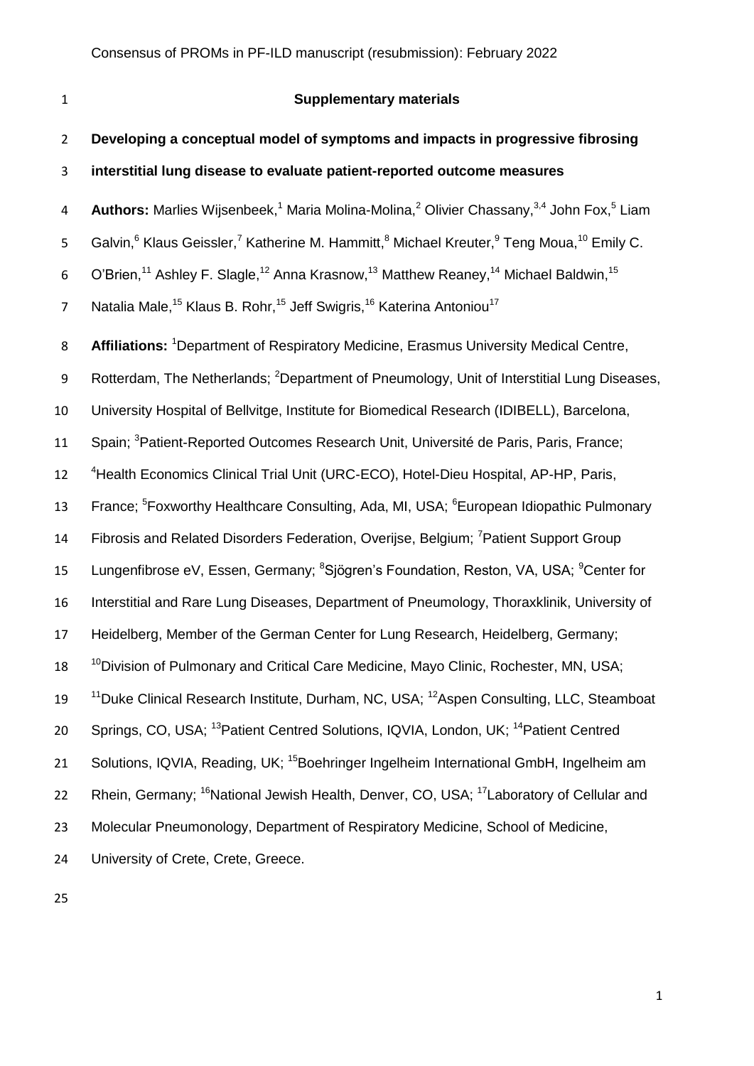# Supplementary materials

## Developing a conceptual model of symptoms and impacts in progressive fibrosing interstitial lung disease to evaluate patient-reported outcome measures

**Authors:** Marlies Wijsenbeek,[1] Maria Molina-Molina,[2] Olivier Chassany,[3,4] John Fox,[5] Liam Galvin,[6] Klaus Geissler,[7] Katherine M. Hammitt,[8] Michael Kreuter,[9] Teng Moua,[10] Emily C. O'Brien,[11] Ashley F. Slagle,[12] Anna Krasnow,[13] Matthew Reaney,[14] Michael Baldwin,[15] Natalia Male,[15] Klaus B. Rohr,[15] Jeff Swigris,[16] Katerina Antoniou[17]

**Affiliations:** [1]Department of Respiratory Medicine, Erasmus University Medical Centre, Rotterdam, The Netherlands; [2]Department of Pneumology, Unit of Interstitial Lung Diseases, University Hospital of Bellvitge, Institute for Biomedical Research (IDIBELL), Barcelona, Spain; [3]Patient-Reported Outcomes Research Unit, Université de Paris, Paris, France; [4]Health Economics Clinical Trial Unit (URC-ECO), Hotel-Dieu Hospital, AP-HP, Paris, France; [5]Foxworthy Healthcare Consulting, Ada, MI, USA; [6]European Idiopathic Pulmonary Fibrosis and Related Disorders Federation, Overijse, Belgium; [7]Patient Support Group Lungenfibrose eV, Essen, Germany; [8]Sjögren's Foundation, Reston, VA, USA; [9]Center for Interstitial and Rare Lung Diseases, Department of Pneumology, Thoraxklinik, University of Heidelberg, Member of the German Center for Lung Research, Heidelberg, Germany; [10]Division of Pulmonary and Critical Care Medicine, Mayo Clinic, Rochester, MN, USA; [11]Duke Clinical Research Institute, Durham, NC, USA; [12]Aspen Consulting, LLC, Steamboat Springs, CO, USA; [13]Patient Centred Solutions, IQVIA, London, UK; [14]Patient Centred Solutions, IQVIA, Reading, UK; [15]Boehringer Ingelheim International GmbH, Ingelheim am Rhein, Germany; [16]National Jewish Health, Denver, CO, USA; [17]Laboratory of Cellular and Molecular Pneumonology, Department of Respiratory Medicine, School of Medicine, University of Crete, Crete, Greece.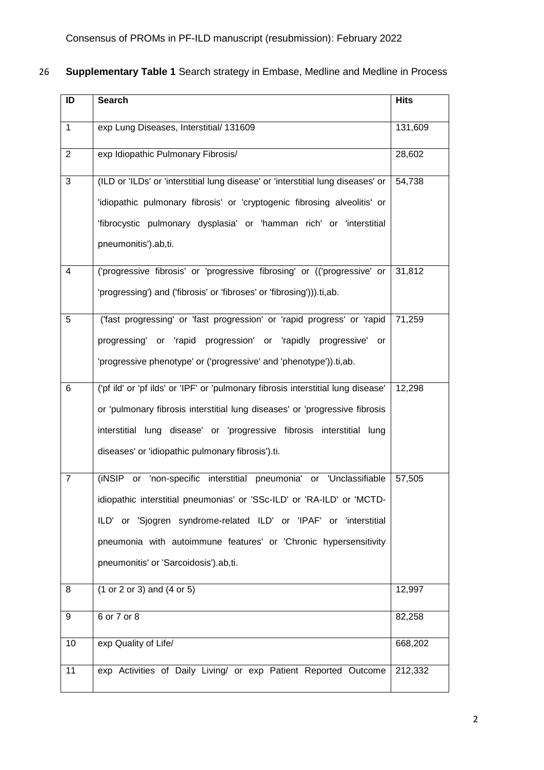**Supplementary Table 1** Search strategy in Embase, Medline and Medline in Process

| ID | Search | Hits |
|---|---|---|
| 1 | exp Lung Diseases, Interstitial/ 131609 | 131,609 |
| 2 | exp Idiopathic Pulmonary Fibrosis/ | 28,602 |
| 3 | (ILD or 'ILDs' or 'interstitial lung disease' or 'interstitial lung diseases' or 'idiopathic pulmonary fibrosis' or 'cryptogenic fibrosing alveolitis' or 'fibrocystic pulmonary dysplasia' or 'hamman rich' or 'interstitial pneumonitis').ab,ti. | 54,738 |
| 4 | ('progressive fibrosis' or 'progressive fibrosing' or (('progressive' or 'progressing') and ('fibrosis' or 'fibroses' or 'fibrosing'))).ti,ab. | 31,812 |
| 5 | ('fast progressing' or 'fast progression' or 'rapid progress' or 'rapid progressing' or 'rapid progression' or 'rapidly progressive' or 'progressive phenotype' or ('progressive' and 'phenotype')).ti,ab. | 71,259 |
| 6 | ('pf ild' or 'pf ilds' or 'IPF' or 'pulmonary fibrosis interstitial lung disease' or 'pulmonary fibrosis interstitial lung diseases' or 'progressive fibrosis interstitial lung disease' or 'progressive fibrosis interstitial lung diseases' or 'idiopathic pulmonary fibrosis').ti. | 12,298 |
| 7 | (iNSIP or 'non-specific interstitial pneumonia' or 'Unclassifiable idiopathic interstitial pneumonias' or 'SSc-ILD' or 'RA-ILD' or 'MCTD-ILD' or 'Sjogren syndrome-related ILD' or 'IPAF' or 'interstitial pneumonia with autoimmune features' or 'Chronic hypersensitivity pneumonitis' or 'Sarcoidosis').ab,ti. | 57,505 |
| 8 | (1 or 2 or 3) and (4 or 5) | 12,997 |
| 9 | 6 or 7 or 8 | 82,258 |
| 10 | exp Quality of Life/ | 668,202 |
| 11 | exp Activities of Daily Living/ or exp Patient Reported Outcome | 212,332 |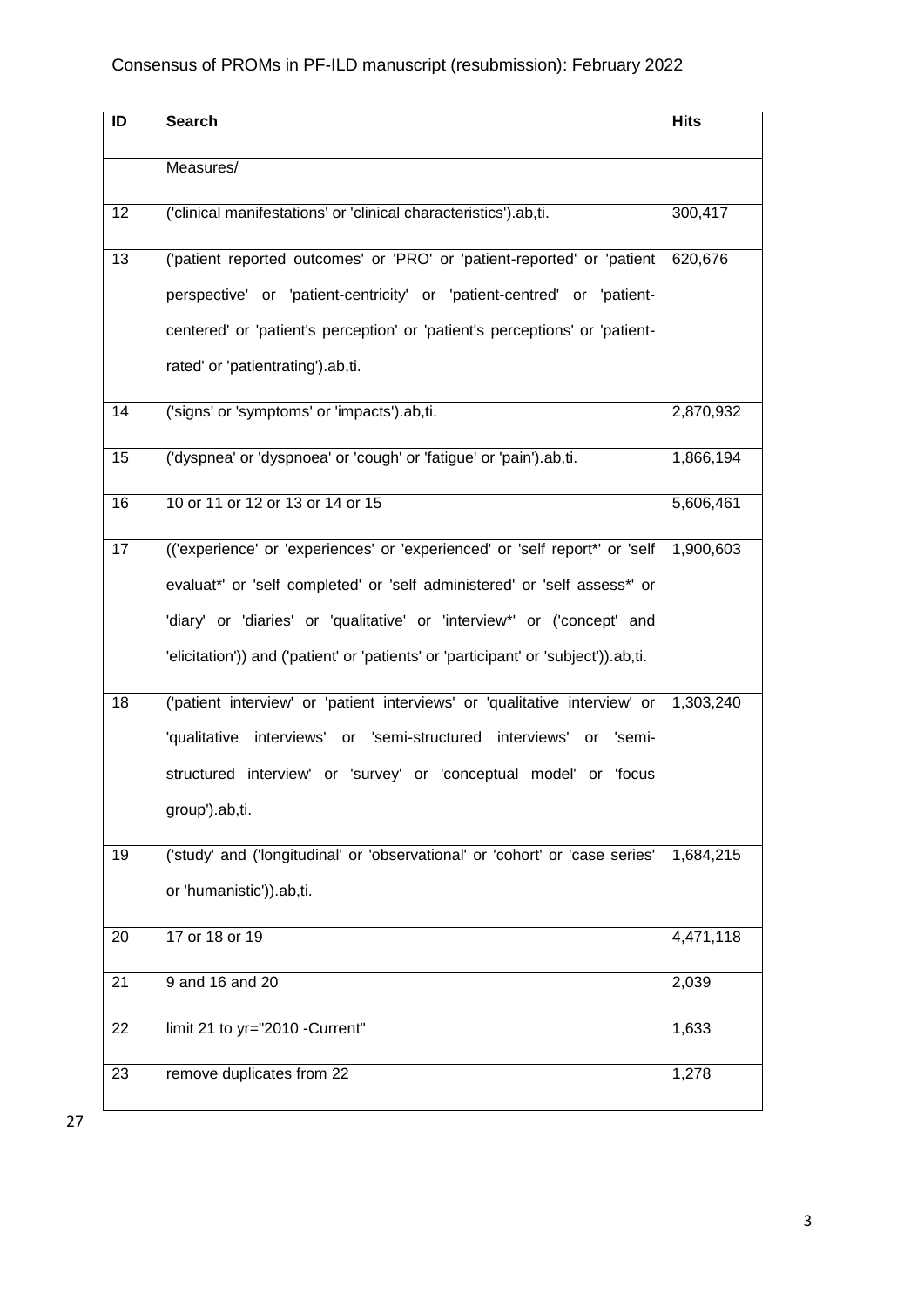| ID | Search | Hits |
|---|---|---|
| | Measures/ | |
| 12 | ('clinical manifestations' or 'clinical characteristics').ab,ti. | 300,417 |
| 13 | ('patient reported outcomes' or 'PRO' or 'patient-reported' or 'patient perspective' or 'patient-centricity' or 'patient-centred' or 'patient-centered' or 'patient's perception' or 'patient's perceptions' or 'patient-rated' or 'patientrating').ab,ti. | 620,676 |
| 14 | ('signs' or 'symptoms' or 'impacts').ab,ti. | 2,870,932 |
| 15 | ('dyspnea' or 'dyspnoea' or 'cough' or 'fatigue' or 'pain').ab,ti. | 1,866,194 |
| 16 | 10 or 11 or 12 or 13 or 14 or 15 | 5,606,461 |
| 17 | (('experience' or 'experiences' or 'experienced' or 'self report*' or 'self evaluat*' or 'self completed' or 'self administered' or 'self assess*' or 'diary' or 'diaries' or 'qualitative' or 'interview*' or ('concept' and 'elicitation')) and ('patient' or 'patients' or 'participant' or 'subject')).ab,ti. | 1,900,603 |
| 18 | ('patient interview' or 'patient interviews' or 'qualitative interview' or 'qualitative interviews' or 'semi-structured interviews' or 'semi-structured interview' or 'survey' or 'conceptual model' or 'focus group').ab,ti. | 1,303,240 |
| 19 | ('study' and ('longitudinal' or 'observational' or 'cohort' or 'case series' or 'humanistic')).ab,ti. | 1,684,215 |
| 20 | 17 or 18 or 19 | 4,471,118 |
| 21 | 9 and 16 and 20 | 2,039 |
| 22 | limit 21 to yr="2010 -Current" | 1,633 |
| 23 | remove duplicates from 22 | 1,278 |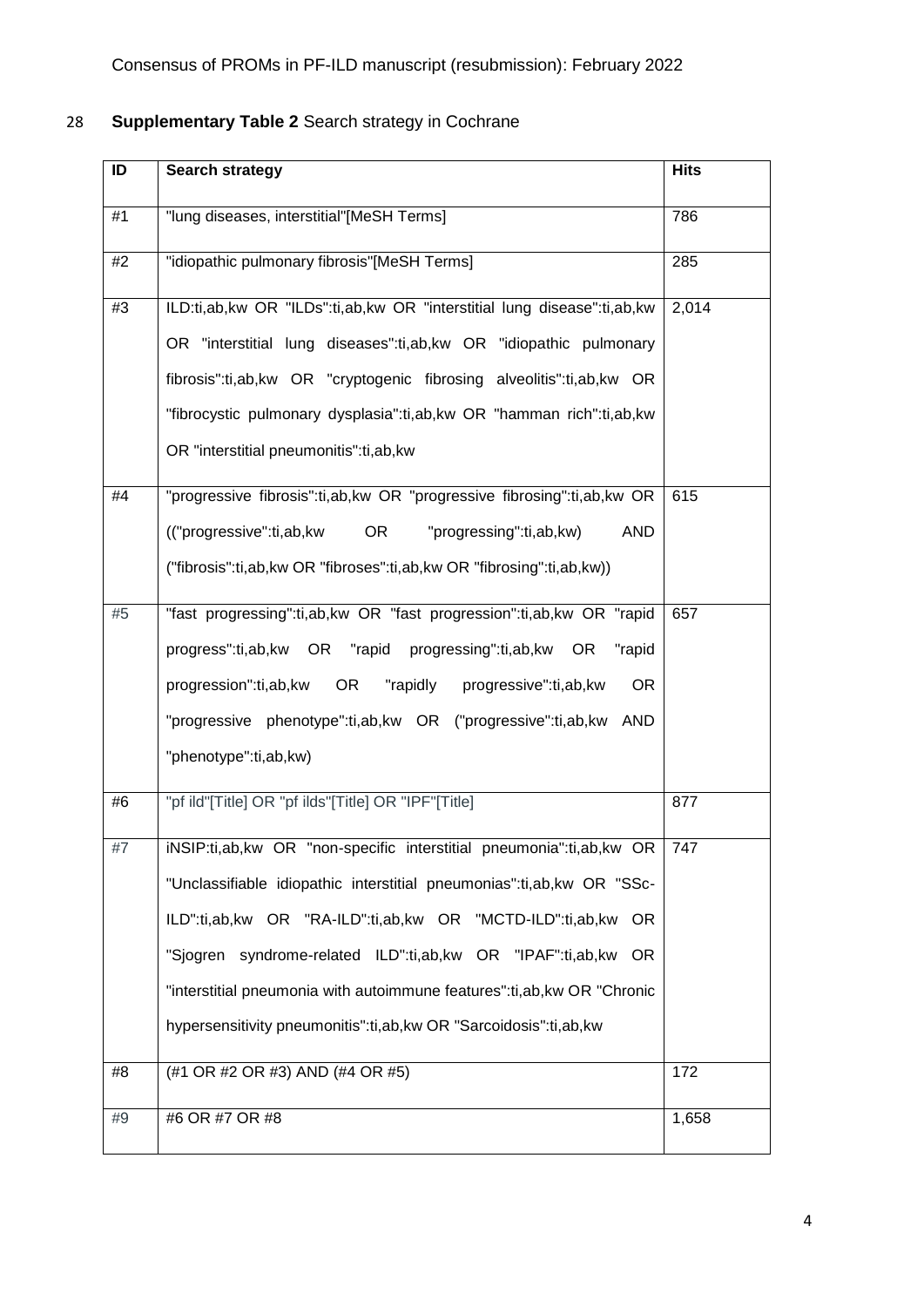**Supplementary Table 2** Search strategy in Cochrane

| ID | Search strategy | Hits |
|---|---|---|
| #1 | "lung diseases, interstitial"[MeSH Terms] | 786 |
| #2 | "idiopathic pulmonary fibrosis"[MeSH Terms] | 285 |
| #3 | ILD:ti,ab,kw OR "ILDs":ti,ab,kw OR "interstitial lung disease":ti,ab,kw OR "interstitial lung diseases":ti,ab,kw OR "idiopathic pulmonary fibrosis":ti,ab,kw OR "cryptogenic fibrosing alveolitis":ti,ab,kw OR "fibrocystic pulmonary dysplasia":ti,ab,kw OR "hamman rich":ti,ab,kw OR "interstitial pneumonitis":ti,ab,kw | 2,014 |
| #4 | "progressive fibrosis":ti,ab,kw OR "progressive fibrosing":ti,ab,kw OR (("progressive":ti,ab,kw OR "progressing":ti,ab,kw) AND ("fibrosis":ti,ab,kw OR "fibroses":ti,ab,kw OR "fibrosing":ti,ab,kw)) | 615 |
| #5 | "fast progressing":ti,ab,kw OR "fast progression":ti,ab,kw OR "rapid progress":ti,ab,kw OR "rapid progressing":ti,ab,kw OR "rapid progression":ti,ab,kw OR "rapidly progressive":ti,ab,kw OR "progressive phenotype":ti,ab,kw OR ("progressive":ti,ab,kw AND "phenotype":ti,ab,kw) | 657 |
| #6 | "pf ild"[Title] OR "pf ilds"[Title] OR "IPF"[Title] | 877 |
| #7 | iNSIP:ti,ab,kw OR "non-specific interstitial pneumonia":ti,ab,kw OR "Unclassifiable idiopathic interstitial pneumonias":ti,ab,kw OR "SSc-ILD":ti,ab,kw OR "RA-ILD":ti,ab,kw OR "MCTD-ILD":ti,ab,kw OR "Sjogren syndrome-related ILD":ti,ab,kw OR "IPAF":ti,ab,kw OR "interstitial pneumonia with autoimmune features":ti,ab,kw OR "Chronic hypersensitivity pneumonitis":ti,ab,kw OR "Sarcoidosis":ti,ab,kw | 747 |
| #8 | (#1 OR #2 OR #3) AND (#4 OR #5) | 172 |
| #9 | #6 OR #7 OR #8 | 1,658 |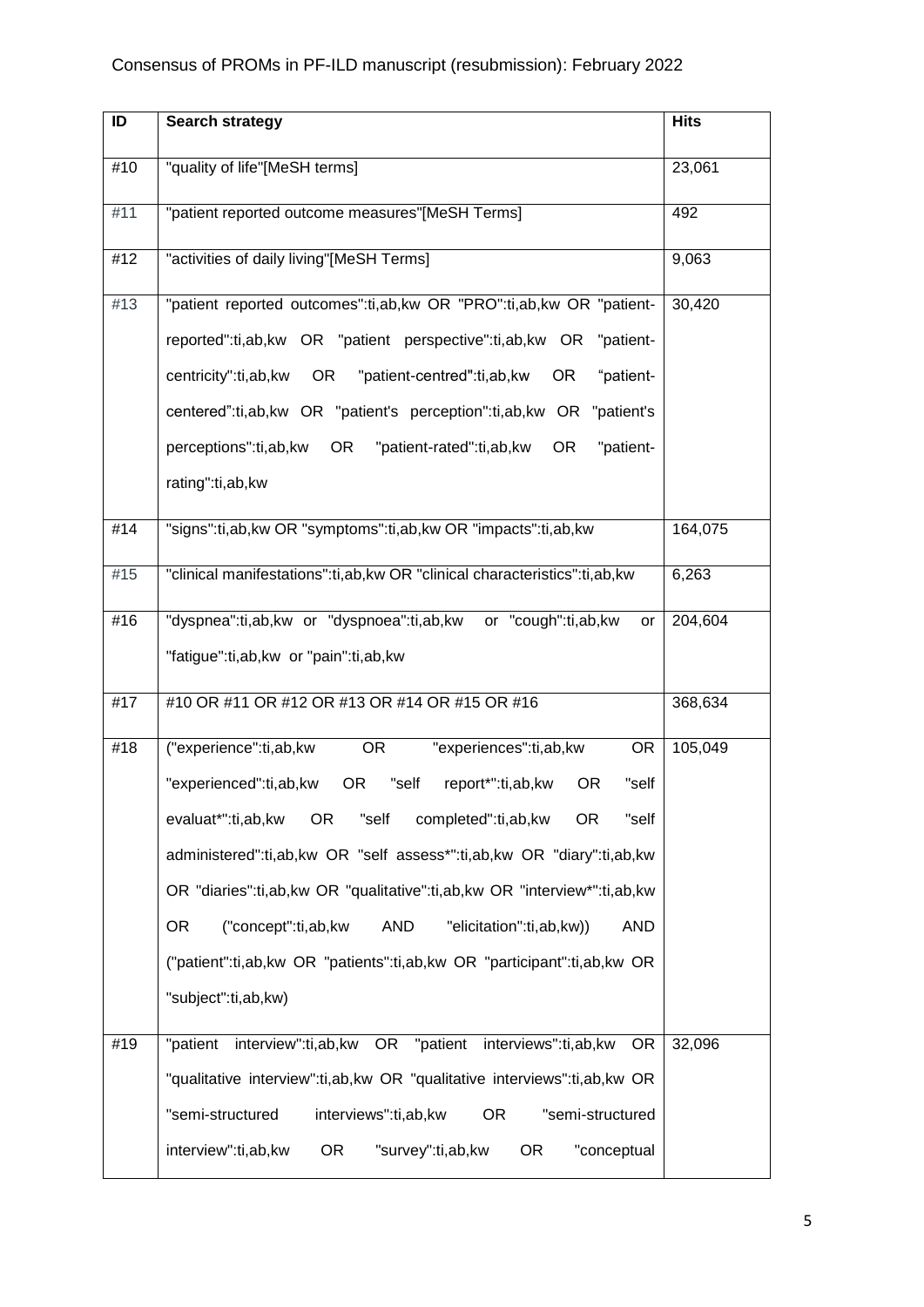| ID | Search strategy | Hits |
|---|---|---|
| #10 | "quality of life"[MeSH terms] | 23,061 |
| #11 | "patient reported outcome measures"[MeSH Terms] | 492 |
| #12 | "activities of daily living"[MeSH Terms] | 9,063 |
| #13 | "patient reported outcomes":ti,ab,kw OR "PRO":ti,ab,kw OR "patient-reported":ti,ab,kw OR "patient perspective":ti,ab,kw OR "patient-centricity":ti,ab,kw OR "patient-centred":ti,ab,kw OR "patient-centered":ti,ab,kw OR "patient's perception":ti,ab,kw OR "patient's perceptions":ti,ab,kw OR "patient-rated":ti,ab,kw OR "patient-rating":ti,ab,kw | 30,420 |
| #14 | "signs":ti,ab,kw OR "symptoms":ti,ab,kw OR "impacts":ti,ab,kw | 164,075 |
| #15 | "clinical manifestations":ti,ab,kw OR "clinical characteristics":ti,ab,kw | 6,263 |
| #16 | "dyspnea":ti,ab,kw or "dyspnoea":ti,ab,kw or "cough":ti,ab,kw or "fatigue":ti,ab,kw or "pain":ti,ab,kw | 204,604 |
| #17 | #10 OR #11 OR #12 OR #13 OR #14 OR #15 OR #16 | 368,634 |
| #18 | ("experience":ti,ab,kw OR "experiences":ti,ab,kw OR "experienced":ti,ab,kw OR "self report*":ti,ab,kw OR "self evaluat*":ti,ab,kw OR "self completed":ti,ab,kw OR "self administered":ti,ab,kw OR "self assess*":ti,ab,kw OR "diary":ti,ab,kw OR "diaries":ti,ab,kw OR "qualitative":ti,ab,kw OR "interview*":ti,ab,kw OR ("concept":ti,ab,kw AND "elicitation":ti,ab,kw)) AND ("patient":ti,ab,kw OR "patients":ti,ab,kw OR "participant":ti,ab,kw OR "subject":ti,ab,kw) | 105,049 |
| #19 | "patient interview":ti,ab,kw OR "patient interviews":ti,ab,kw OR "qualitative interview":ti,ab,kw OR "qualitative interviews":ti,ab,kw OR "semi-structured interviews":ti,ab,kw OR "semi-structured interview":ti,ab,kw OR "survey":ti,ab,kw OR "conceptual | 32,096 |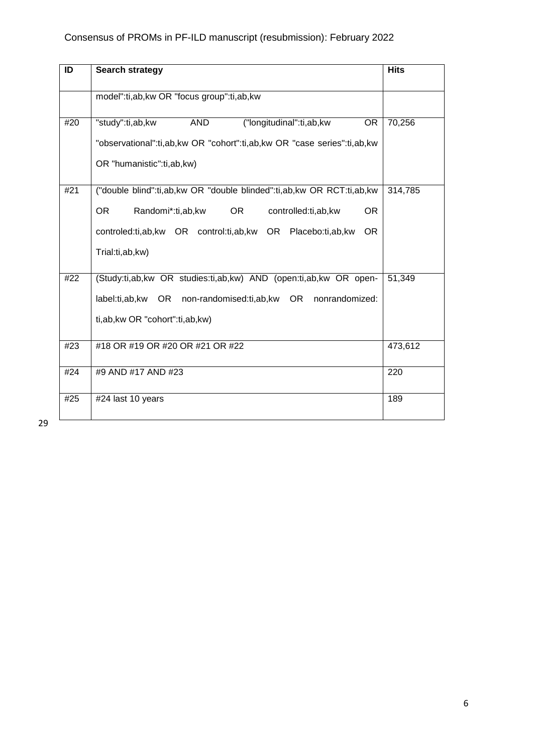| ID | Search strategy | Hits |
|---|---|---|
| | model":ti,ab,kw OR "focus group":ti,ab,kw | |
| #20 | "study":ti,ab,kw AND ("longitudinal":ti,ab,kw OR "observational":ti,ab,kw OR "cohort":ti,ab,kw OR "case series":ti,ab,kw OR "humanistic":ti,ab,kw) | 70,256 |
| #21 | ("double blind":ti,ab,kw OR "double blinded":ti,ab,kw OR RCT:ti,ab,kw OR Randomi*:ti,ab,kw OR controlled:ti,ab,kw OR controled:ti,ab,kw OR control:ti,ab,kw OR Placebo:ti,ab,kw OR Trial:ti,ab,kw) | 314,785 |
| #22 | (Study:ti,ab,kw OR studies:ti,ab,kw) AND (open:ti,ab,kw OR open-label:ti,ab,kw OR non-randomised:ti,ab,kw OR nonrandomized: ti,ab,kw OR "cohort":ti,ab,kw) | 51,349 |
| #23 | #18 OR #19 OR #20 OR #21 OR #22 | 473,612 |
| #24 | #9 AND #17 AND #23 | 220 |
| #25 | #24 last 10 years | 189 |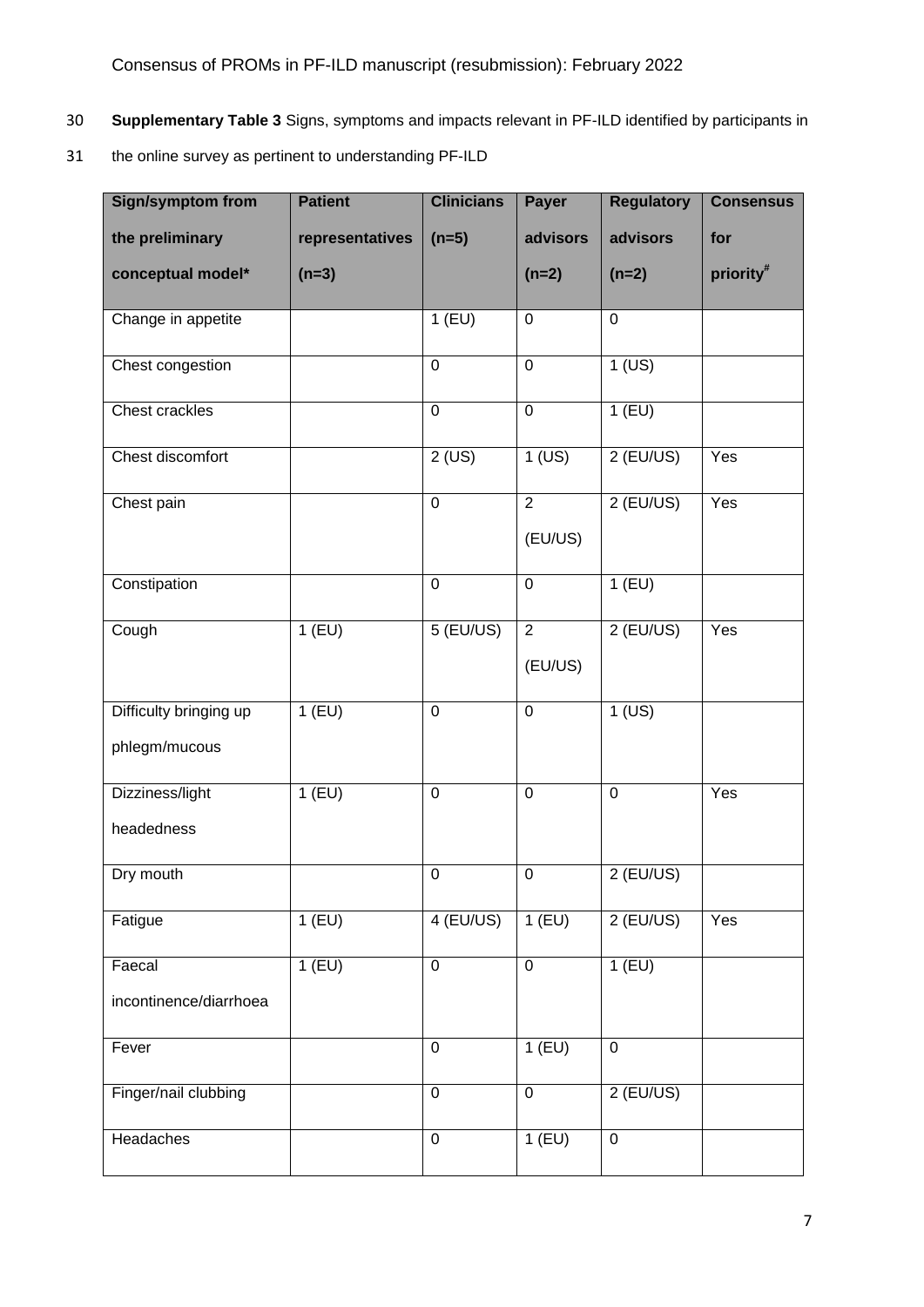**Supplementary Table 3** Signs, symptoms and impacts relevant in PF-ILD identified by participants in the online survey as pertinent to understanding PF-ILD

| Sign/symptom from the preliminary conceptual model* | Patient representatives (n=3) | Clinicians (n=5) | Payer advisors (n=2) | Regulatory advisors (n=2) | Consensus for priority# |
|---|---|---|---|---|---|
| Change in appetite | | 1 (EU) | 0 | 0 | |
| Chest congestion | | 0 | 0 | 1 (US) | |
| Chest crackles | | 0 | 0 | 1 (EU) | |
| Chest discomfort | | 2 (US) | 1 (US) | 2 (EU/US) | Yes |
| Chest pain | | 0 | 2 (EU/US) | 2 (EU/US) | Yes |
| Constipation | | 0 | 0 | 1 (EU) | |
| Cough | 1 (EU) | 5 (EU/US) | 2 (EU/US) | 2 (EU/US) | Yes |
| Difficulty bringing up phlegm/mucous | 1 (EU) | 0 | 0 | 1 (US) | |
| Dizziness/light headedness | 1 (EU) | 0 | 0 | 0 | Yes |
| Dry mouth | | 0 | 0 | 2 (EU/US) | |
| Fatigue | 1 (EU) | 4 (EU/US) | 1 (EU) | 2 (EU/US) | Yes |
| Faecal incontinence/diarrhoea | 1 (EU) | 0 | 0 | 1 (EU) | |
| Fever | | 0 | 1 (EU) | 0 | |
| Finger/nail clubbing | | 0 | 0 | 2 (EU/US) | |
| Headaches | | 0 | 1 (EU) | 0 | |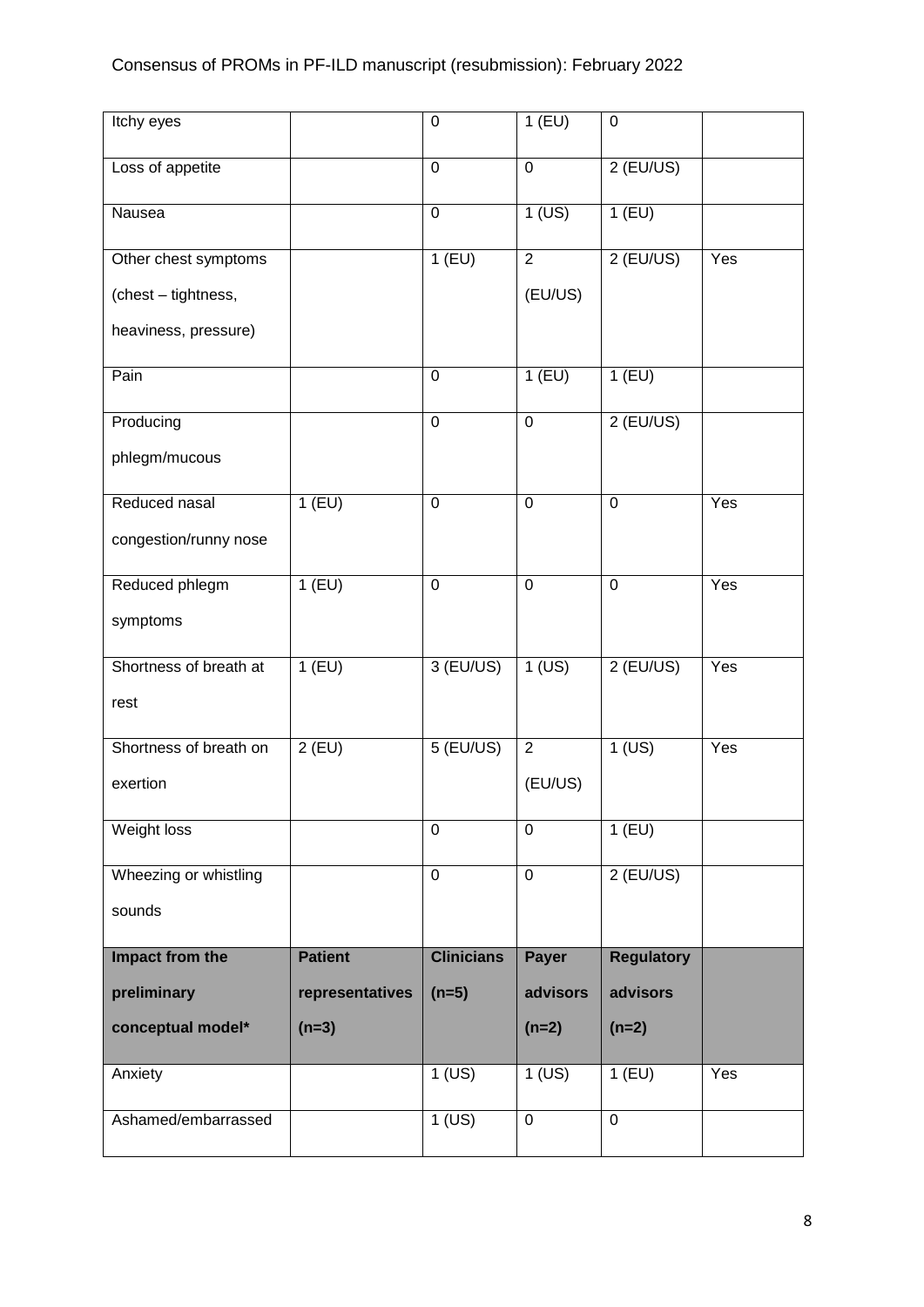| Itchy eyes | | 0 | 1 (EU) | 0 | |
|---|---|---|---|---|---|
| Loss of appetite | | 0 | 0 | 2 (EU/US) | |
| Nausea | | 0 | 1 (US) | 1 (EU) | |
| Other chest symptoms (chest – tightness, heaviness, pressure) | | 1 (EU) | 2 (EU/US) | 2 (EU/US) | Yes |
| Pain | | 0 | 1 (EU) | 1 (EU) | |
| Producing phlegm/mucous | | 0 | 0 | 2 (EU/US) | |
| Reduced nasal congestion/runny nose | 1 (EU) | 0 | 0 | 0 | Yes |
| Reduced phlegm symptoms | 1 (EU) | 0 | 0 | 0 | Yes |
| Shortness of breath at rest | 1 (EU) | 3 (EU/US) | 1 (US) | 2 (EU/US) | Yes |
| Shortness of breath on exertion | 2 (EU) | 5 (EU/US) | 2 (EU/US) | 1 (US) | Yes |
| Weight loss | | 0 | 0 | 1 (EU) | |
| Wheezing or whistling sounds | | 0 | 0 | 2 (EU/US) | |
| **Impact from the preliminary conceptual model*** | **Patient representatives (n=3)** | **Clinicians (n=5)** | **Payer advisors (n=2)** | **Regulatory advisors (n=2)** | |
| Anxiety | | 1 (US) | 1 (US) | 1 (EU) | Yes |
| Ashamed/embarrassed | | 1 (US) | 0 | 0 | |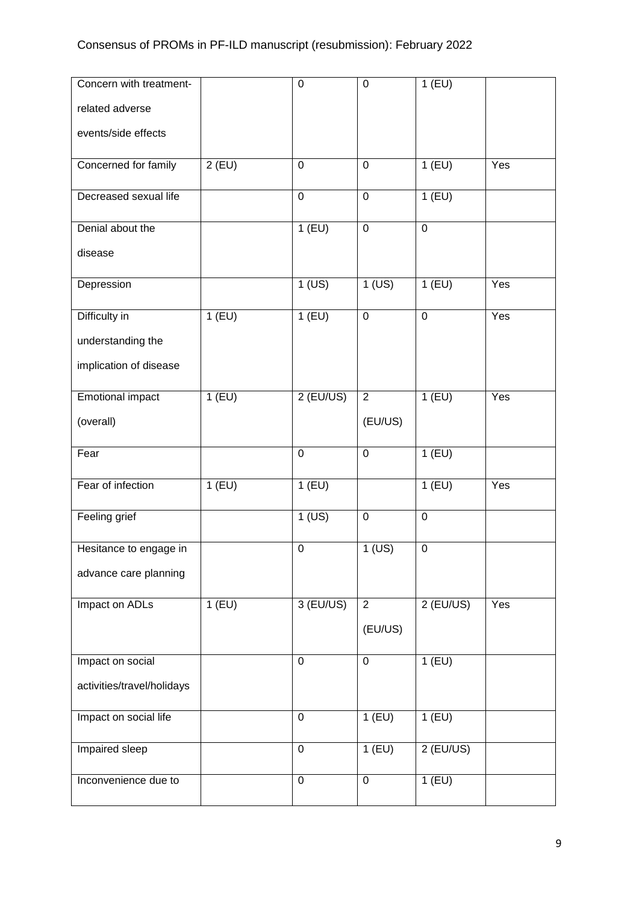| Concern with treatment-related adverse events/side effects | | 0 | 0 | 1 (EU) | |
|---|---|---|---|---|---|
| Concerned for family | 2 (EU) | 0 | 0 | 1 (EU) | Yes |
| Decreased sexual life | | 0 | 0 | 1 (EU) | |
| Denial about the disease | | 1 (EU) | 0 | 0 | |
| Depression | | 1 (US) | 1 (US) | 1 (EU) | Yes |
| Difficulty in understanding the implication of disease | 1 (EU) | 1 (EU) | 0 | 0 | Yes |
| Emotional impact (overall) | 1 (EU) | 2 (EU/US) | 2 (EU/US) | 1 (EU) | Yes |
| Fear | | 0 | 0 | 1 (EU) | |
| Fear of infection | 1 (EU) | 1 (EU) | | 1 (EU) | Yes |
| Feeling grief | | 1 (US) | 0 | 0 | |
| Hesitance to engage in advance care planning | | 0 | 1 (US) | 0 | |
| Impact on ADLs | 1 (EU) | 3 (EU/US) | 2 (EU/US) | 2 (EU/US) | Yes |
| Impact on social activities/travel/holidays | | 0 | 0 | 1 (EU) | |
| Impact on social life | | 0 | 1 (EU) | 1 (EU) | |
| Impaired sleep | | 0 | 1 (EU) | 2 (EU/US) | |
| Inconvenience due to | | 0 | 0 | 1 (EU) | |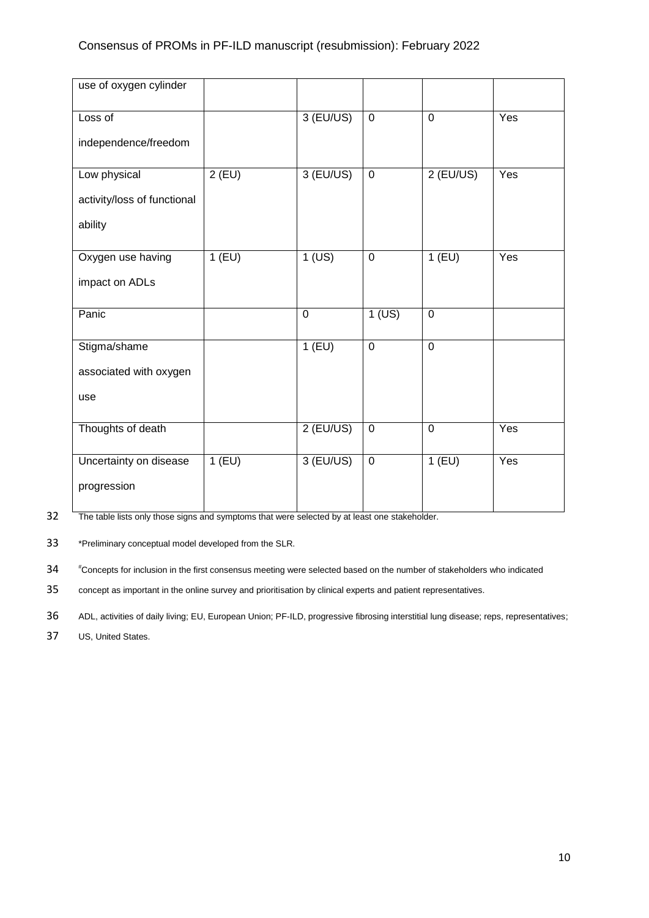| use of oxygen cylinder | | | | | |
|---|---|---|---|---|---|
| Loss of independence/freedom | | 3 (EU/US) | 0 | 0 | Yes |
| Low physical activity/loss of functional ability | 2 (EU) | 3 (EU/US) | 0 | 2 (EU/US) | Yes |
| Oxygen use having impact on ADLs | 1 (EU) | 1 (US) | 0 | 1 (EU) | Yes |
| Panic | | 0 | 1 (US) | 0 | |
| Stigma/shame associated with oxygen use | | 1 (EU) | 0 | 0 | |
| Thoughts of death | | 2 (EU/US) | 0 | 0 | Yes |
| Uncertainty on disease progression | 1 (EU) | 3 (EU/US) | 0 | 1 (EU) | Yes |

The table lists only those signs and symptoms that were selected by at least one stakeholder.

*Preliminary conceptual model developed from the SLR.

#Concepts for inclusion in the first consensus meeting were selected based on the number of stakeholders who indicated concept as important in the online survey and prioritisation by clinical experts and patient representatives.

ADL, activities of daily living; EU, European Union; PF-ILD, progressive fibrosing interstitial lung disease; reps, representatives; US, United States.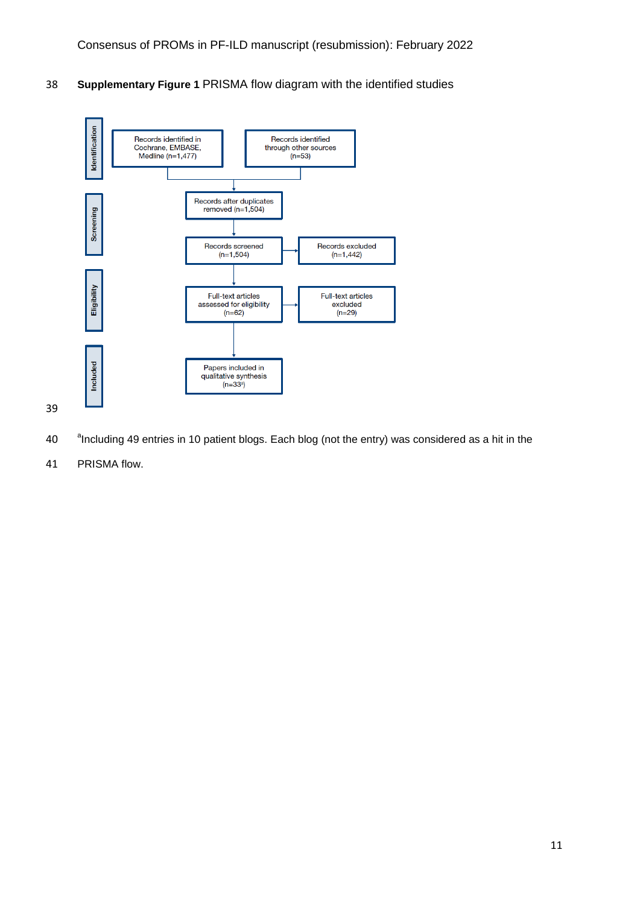**Supplementary Figure 1** PRISMA flow diagram with the identified studies

Identification

Records identified in Cochrane, EMBASE, Medline (n=1,477)

Records identified through other sources (n=53)

Screening

Records after duplicates removed (n=1,504)

Records screened (n=1,504)

Records excluded (n=1,442)

Eligibility

Full-text articles assessed for eligibility (n=62)

Full-text articles excluded (n=29)

Included

Papers included in qualitative synthesis (n=33[a])

[a]Including 49 entries in 10 patient blogs. Each blog (not the entry) was considered as a hit in the PRISMA flow.